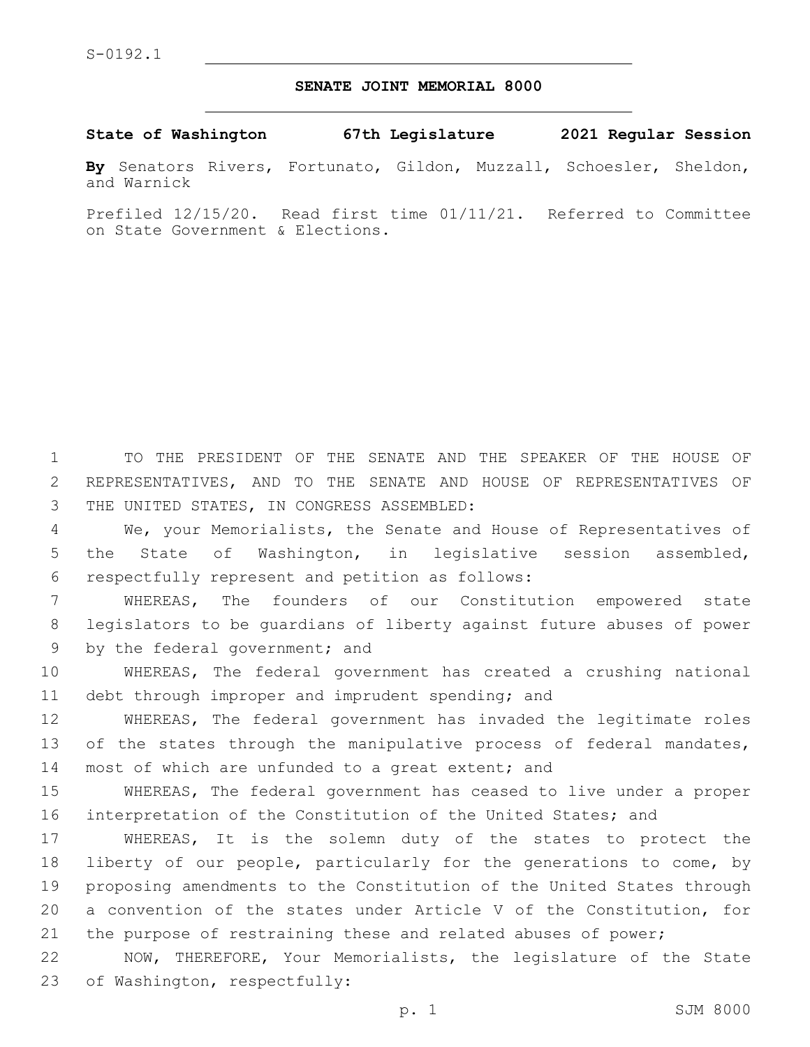S-0192.1

# SENATE JOINT MEMORIAL 8000

**State of Washington 67th Legislature 2021 Regular Session**

**By** Senators Rivers, Fortunato, Gildon, Muzzall, Schoesler, Sheldon, and Warnick

Prefiled 12/15/20. Read first time 01/11/21. Referred to Committee on State Government & Elections.

TO THE PRESIDENT OF THE SENATE AND THE SPEAKER OF THE HOUSE OF REPRESENTATIVES, AND TO THE SENATE AND HOUSE OF REPRESENTATIVES OF THE UNITED STATES, IN CONGRESS ASSEMBLED:

We, your Memorialists, the Senate and House of Representatives of the State of Washington, in legislative session assembled, respectfully represent and petition as follows:

WHEREAS, The founders of our Constitution empowered state legislators to be guardians of liberty against future abuses of power by the federal government; and

WHEREAS, The federal government has created a crushing national debt through improper and imprudent spending; and

WHEREAS, The federal government has invaded the legitimate roles of the states through the manipulative process of federal mandates, most of which are unfunded to a great extent; and

WHEREAS, The federal government has ceased to live under a proper interpretation of the Constitution of the United States; and

WHEREAS, It is the solemn duty of the states to protect the liberty of our people, particularly for the generations to come, by proposing amendments to the Constitution of the United States through a convention of the states under Article V of the Constitution, for the purpose of restraining these and related abuses of power;

NOW, THEREFORE, Your Memorialists, the legislature of the State of Washington, respectfully: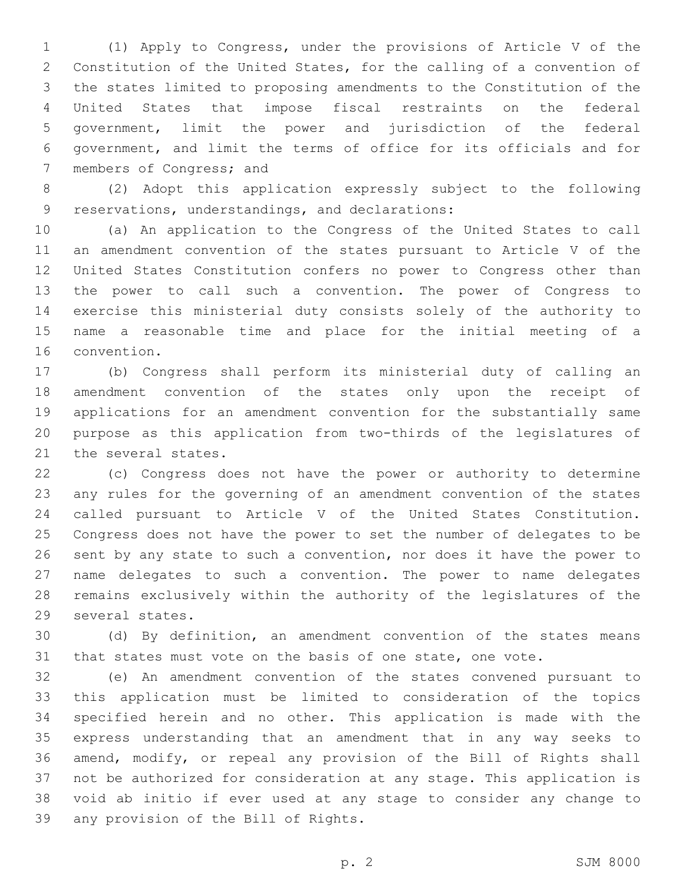(1) Apply to Congress, under the provisions of Article V of the Constitution of the United States, for the calling of a convention of the states limited to proposing amendments to the Constitution of the United States that impose fiscal restraints on the federal government, limit the power and jurisdiction of the federal government, and limit the terms of office for its officials and for members of Congress; and

(2) Adopt this application expressly subject to the following reservations, understandings, and declarations:

(a) An application to the Congress of the United States to call an amendment convention of the states pursuant to Article V of the United States Constitution confers no power to Congress other than the power to call such a convention. The power of Congress to exercise this ministerial duty consists solely of the authority to name a reasonable time and place for the initial meeting of a convention.

(b) Congress shall perform its ministerial duty of calling an amendment convention of the states only upon the receipt of applications for an amendment convention for the substantially same purpose as this application from two-thirds of the legislatures of the several states.

(c) Congress does not have the power or authority to determine any rules for the governing of an amendment convention of the states called pursuant to Article V of the United States Constitution. Congress does not have the power to set the number of delegates to be sent by any state to such a convention, nor does it have the power to name delegates to such a convention. The power to name delegates remains exclusively within the authority of the legislatures of the several states.

(d) By definition, an amendment convention of the states means that states must vote on the basis of one state, one vote.

(e) An amendment convention of the states convened pursuant to this application must be limited to consideration of the topics specified herein and no other. This application is made with the express understanding that an amendment that in any way seeks to amend, modify, or repeal any provision of the Bill of Rights shall not be authorized for consideration at any stage. This application is void ab initio if ever used at any stage to consider any change to any provision of the Bill of Rights.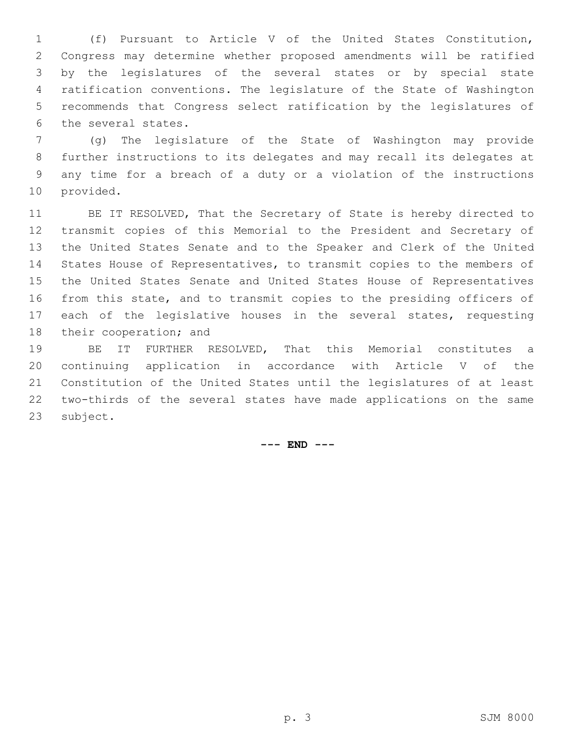(f) Pursuant to Article V of the United States Constitution, Congress may determine whether proposed amendments will be ratified by the legislatures of the several states or by special state ratification conventions. The legislature of the State of Washington recommends that Congress select ratification by the legislatures of the several states.

(g) The legislature of the State of Washington may provide further instructions to its delegates and may recall its delegates at any time for a breach of a duty or a violation of the instructions provided.

BE IT RESOLVED, That the Secretary of State is hereby directed to transmit copies of this Memorial to the President and Secretary of the United States Senate and to the Speaker and Clerk of the United States House of Representatives, to transmit copies to the members of the United States Senate and United States House of Representatives from this state, and to transmit copies to the presiding officers of each of the legislative houses in the several states, requesting their cooperation; and

BE IT FURTHER RESOLVED, That this Memorial constitutes a continuing application in accordance with Article V of the Constitution of the United States until the legislatures of at least two-thirds of the several states have made applications on the same subject.

**--- END ---**